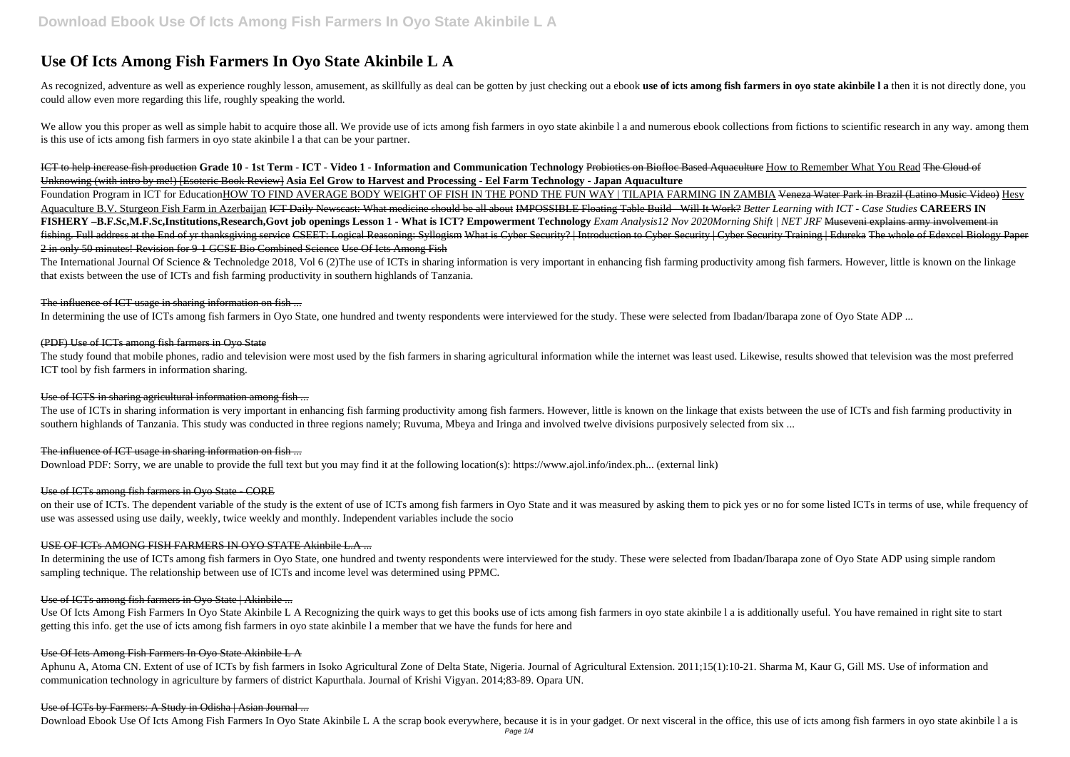// Use Of Icts Among Fish Farmers In Oyo State Akinbile L A

As recognized, adventure as well as experience roughly lesson, amusement, as skillfully as deal can be gotten by just checking out a ebook **use of icts among fish farmers in oyo state akinbile l a** then it is not directly done, you could allow even more regarding this life, roughly speaking the world.

We allow you this proper as well as simple habit to acquire those all. We provide use of icts among fish farmers in oyo state akinbile l a and numerous ebook collections from fictions to scientific research in any way. among them is this use of icts among fish farmers in oyo state akinbile l a that can be your partner.

~~ICT to help increase fish production~~ **Grade 10 - 1st Term - ICT - Video 1 - Information and Communication Technology** ~~Probiotics on Biofloc Based Aquaculture~~ How to Remember What You Read ~~The Cloud of Unknowing (with intro by me!) [Esoteric Book Review]~~ **Asia Eel Grow to Harvest and Processing - Eel Farm Technology - Japan Aquaculture**

Foundation Program in ICT for EducationHOW TO FIND AVERAGE BODY WEIGHT OF FISH IN THE POND THE FUN WAY | TILAPIA FARMING IN ZAMBIA ~~Veneza Water Park in Brazil (Latino Music Video)~~ Hesy Aquaculture B.V. Sturgeon Fish Farm in Azerbaijan ~~ICT Daily Newscast: What medicine should be all about~~ ~~IMPOSSIBLE Floating Table Build - Will It Work?~~ *Better Learning with ICT - Case Studies* **CAREERS IN FISHERY –B.F.Sc,M.F.Sc,Institutions,Research,Govt job openings Lesson 1 - What is ICT? Empowerment Technology** *Exam Analysis12 Nov 2020Morning Shift | NET JRF* ~~Museveni explains army involvement in fishing. Full address at the End of yr thanksgiving service~~ ~~CSEET: Logical Reasoning: Syllogism~~ ~~What is Cyber Security? | Introduction to Cyber Security | Cyber Security Training | Edureka~~ ~~The whole of Edexcel Biology Paper 2 in only 50 minutes! Revision for 9-1 GCSE Bio Combined Science~~ Use Of Icts Among Fish

The International Journal Of Science & Technoledge 2018, Vol 6 (2)The use of ICTs in sharing information is very important in enhancing fish farming productivity among fish farmers. However, little is known on the linkage that exists between the use of ICTs and fish farming productivity in southern highlands of Tanzania.

~~The influence of ICT usage in sharing information on fish ...~~

In determining the use of ICTs among fish farmers in Oyo State, one hundred and twenty respondents were interviewed for the study. These were selected from Ibadan/Ibarapa zone of Oyo State ADP ...

~~(PDF) Use of ICTs among fish farmers in Oyo State~~

The study found that mobile phones, radio and television were most used by the fish farmers in sharing agricultural information while the internet was least used. Likewise, results showed that television was the most preferred ICT tool by fish farmers in information sharing.

~~Use of ICTS in sharing agricultural information among fish ...~~

The use of ICTs in sharing information is very important in enhancing fish farming productivity among fish farmers. However, little is known on the linkage that exists between the use of ICTs and fish farming productivity in southern highlands of Tanzania. This study was conducted in three regions namely; Ruvuma, Mbeya and Iringa and involved twelve divisions purposively selected from six ...

~~The influence of ICT usage in sharing information on fish ...~~

Download PDF: Sorry, we are unable to provide the full text but you may find it at the following location(s): https://www.ajol.info/index.ph... (external link)

~~Use of ICTs among fish farmers in Oyo State - CORE~~

on their use of ICTs. The dependent variable of the study is the extent of use of ICTs among fish farmers in Oyo State and it was measured by asking them to pick yes or no for some listed ICTs in terms of use, while frequency of use was assessed using use daily, weekly, twice weekly and monthly. Independent variables include the socio

~~USE OF ICTs AMONG FISH FARMERS IN OYO STATE Akinbile L.A ...~~

In determining the use of ICTs among fish farmers in Oyo State, one hundred and twenty respondents were interviewed for the study. These were selected from Ibadan/Ibarapa zone of Oyo State ADP using simple random sampling technique. The relationship between use of ICTs and income level was determined using PPMC.

~~Use of ICTs among fish farmers in Oyo State | Akinbile ...~~

Use Of Icts Among Fish Farmers In Oyo State Akinbile L A Recognizing the quirk ways to get this books use of icts among fish farmers in oyo state akinbile l a is additionally useful. You have remained in right site to start getting this info. get the use of icts among fish farmers in oyo state akinbile l a member that we have the funds for here and

~~Use Of Icts Among Fish Farmers In Oyo State Akinbile L A~~

Aphunu A, Atoma CN. Extent of use of ICTs by fish farmers in Isoko Agricultural Zone of Delta State, Nigeria. Journal of Agricultural Extension. 2011;15(1):10-21. Sharma M, Kaur G, Gill MS. Use of information and communication technology in agriculture by farmers of district Kapurthala. Journal of Krishi Vigyan. 2014;83-89. Opara UN.

~~Use of ICTs by Farmers: A Study in Odisha | Asian Journal ...~~

Download Ebook Use Of Icts Among Fish Farmers In Oyo State Akinbile L A the scrap book everywhere, because it is in your gadget. Or next visceral in the office, this use of icts among fish farmers in oyo state akinbile l a is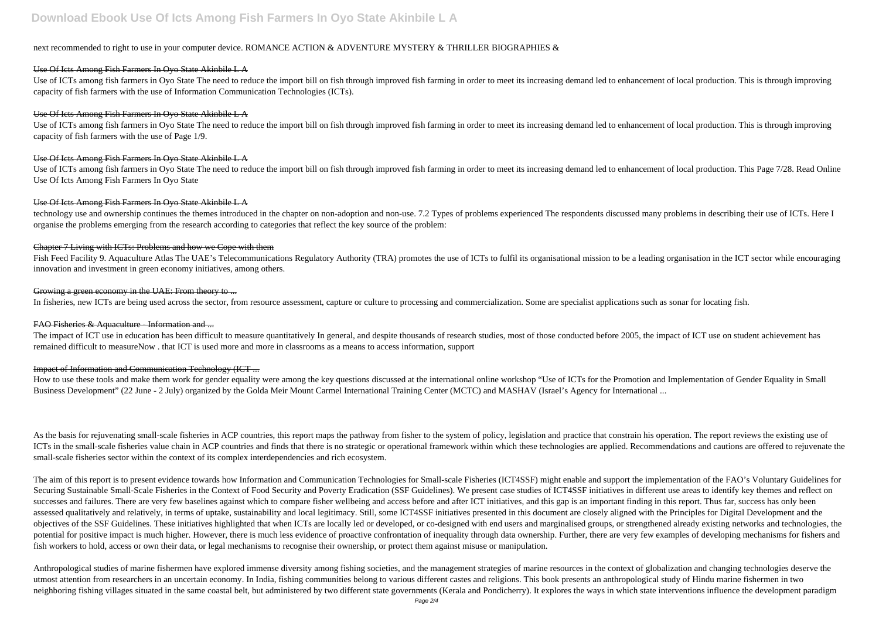next recommended to right to use in your computer device. ROMANCE ACTION & ADVENTURE MYSTERY & THRILLER BIOGRAPHIES &

### Use Of Icts Among Fish Farmers In Oyo State Akinbile L A

Use of ICTs among fish farmers in Oyo State The need to reduce the import bill on fish through improved fish farming in order to meet its increasing demand led to enhancement of local production. This is through improving capacity of fish farmers with the use of Information Communication Technologies (ICTs).

### Use Of Icts Among Fish Farmers In Oyo State Akinbile L A

Use of ICTs among fish farmers in Oyo State The need to reduce the import bill on fish through improved fish farming in order to meet its increasing demand led to enhancement of local production. This is through improving capacity of fish farmers with the use of Page 1/9.

### Use Of Icts Among Fish Farmers In Oyo State Akinbile L A

Use of ICTs among fish farmers in Oyo State The need to reduce the import bill on fish through improved fish farming in order to meet its increasing demand led to enhancement of local production. This Page 7/28. Read Online Use Of Icts Among Fish Farmers In Oyo State

### Use Of Icts Among Fish Farmers In Oyo State Akinbile L A

technology use and ownership continues the themes introduced in the chapter on non-adoption and non-use. 7.2 Types of problems experienced The respondents discussed many problems in describing their use of ICTs. Here I organise the problems emerging from the research according to categories that reflect the key source of the problem:

### Chapter 7 Living with ICTs: Problems and how we Cope with them

Fish Feed Facility 9. Aquaculture Atlas The UAE's Telecommunications Regulatory Authority (TRA) promotes the use of ICTs to fulfil its organisational mission to be a leading organisation in the ICT sector while encouraging innovation and investment in green economy initiatives, among others.

### Growing a green economy in the UAE: From theory to ...

In fisheries, new ICTs are being used across the sector, from resource assessment, capture or culture to processing and commercialization. Some are specialist applications such as sonar for locating fish.

### FAO Fisheries & Aquaculture - Information and ...

The impact of ICT use in education has been difficult to measure quantitatively In general, and despite thousands of research studies, most of those conducted before 2005, the impact of ICT use on student achievement has remained difficult to measureNow . that ICT is used more and more in classrooms as a means to access information, support

### Impact of Information and Communication Technology (ICT ...

How to use these tools and make them work for gender equality were among the key questions discussed at the international online workshop "Use of ICTs for the Promotion and Implementation of Gender Equality in Small Business Development" (22 June - 2 July) organized by the Golda Meir Mount Carmel International Training Center (MCTC) and MASHAV (Israel's Agency for International ...

As the basis for rejuvenating small-scale fisheries in ACP countries, this report maps the pathway from fisher to the system of policy, legislation and practice that constrain his operation. The report reviews the existing use of ICTs in the small-scale fisheries value chain in ACP countries and finds that there is no strategic or operational framework within which these technologies are applied. Recommendations and cautions are offered to rejuvenate the small-scale fisheries sector within the context of its complex interdependencies and rich ecosystem.

The aim of this report is to present evidence towards how Information and Communication Technologies for Small-scale Fisheries (ICT4SSF) might enable and support the implementation of the FAO's Voluntary Guidelines for Securing Sustainable Small-Scale Fisheries in the Context of Food Security and Poverty Eradication (SSF Guidelines). We present case studies of ICT4SSF initiatives in different use areas to identify key themes and reflect on successes and failures. There are very few baselines against which to compare fisher wellbeing and access before and after ICT initiatives, and this gap is an important finding in this report. Thus far, success has only been assessed qualitatively and relatively, in terms of uptake, sustainability and local legitimacy. Still, some ICT4SSF initiatives presented in this document are closely aligned with the Principles for Digital Development and the objectives of the SSF Guidelines. These initiatives highlighted that when ICTs are locally led or developed, or co-designed with end users and marginalised groups, or strengthened already existing networks and technologies, the potential for positive impact is much higher. However, there is much less evidence of proactive confrontation of inequality through data ownership. Further, there are very few examples of developing mechanisms for fishers and fish workers to hold, access or own their data, or legal mechanisms to recognise their ownership, or protect them against misuse or manipulation.

Anthropological studies of marine fishermen have explored immense diversity among fishing societies, and the management strategies of marine resources in the context of globalization and changing technologies deserve the utmost attention from researchers in an uncertain economy. In India, fishing communities belong to various different castes and religions. This book presents an anthropological study of Hindu marine fishermen in two neighboring fishing villages situated in the same coastal belt, but administered by two different state governments (Kerala and Pondicherry). It explores the ways in which state interventions influence the development paradigm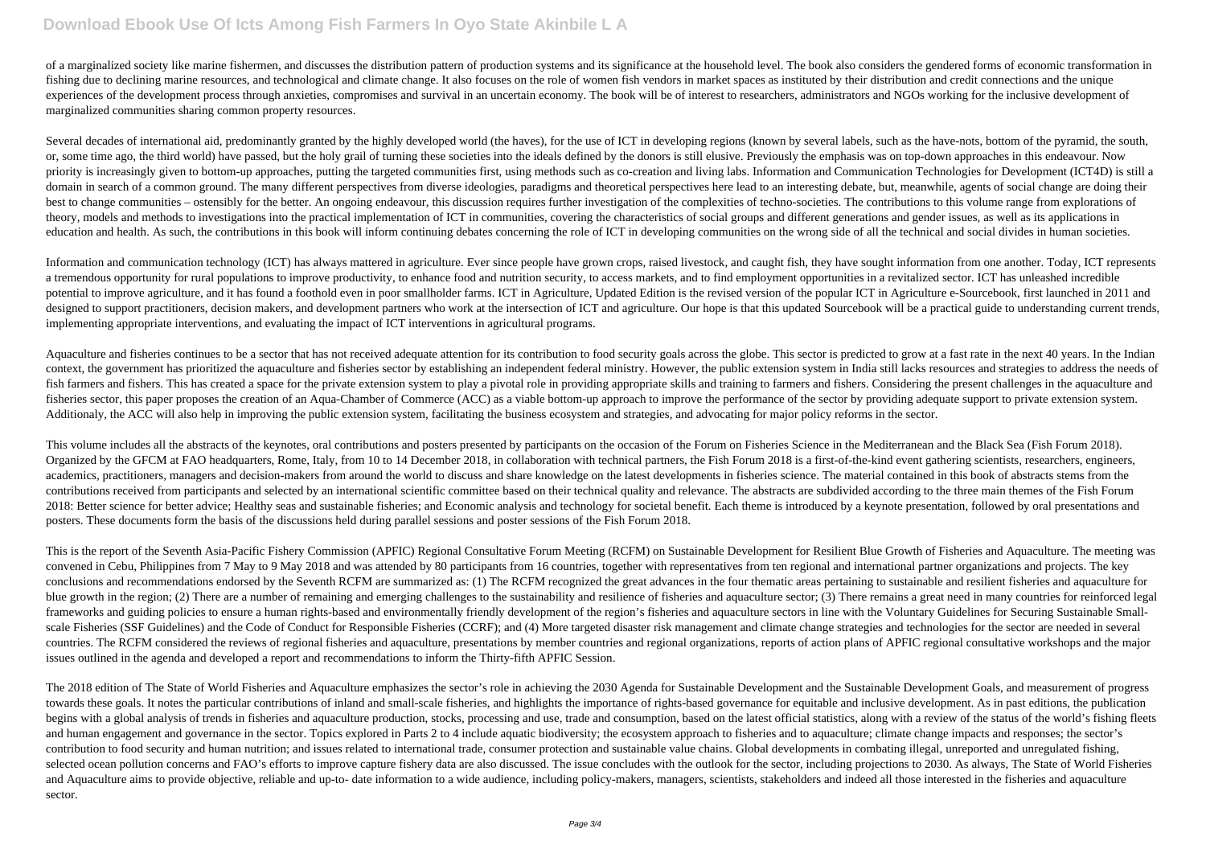of a marginalized society like marine fishermen, and discusses the distribution pattern of production systems and its significance at the household level. The book also considers the gendered forms of economic transformation in fishing due to declining marine resources, and technological and climate change. It also focuses on the role of women fish vendors in market spaces as instituted by their distribution and credit connections and the unique experiences of the development process through anxieties, compromises and survival in an uncertain economy. The book will be of interest to researchers, administrators and NGOs working for the inclusive development of marginalized communities sharing common property resources.

Several decades of international aid, predominantly granted by the highly developed world (the haves), for the use of ICT in developing regions (known by several labels, such as the have-nots, bottom of the pyramid, the south, or, some time ago, the third world) have passed, but the holy grail of turning these societies into the ideals defined by the donors is still elusive. Previously the emphasis was on top-down approaches in this endeavour. Now priority is increasingly given to bottom-up approaches, putting the targeted communities first, using methods such as co-creation and living labs. Information and Communication Technologies for Development (ICT4D) is still a domain in search of a common ground. The many different perspectives from diverse ideologies, paradigms and theoretical perspectives here lead to an interesting debate, but, meanwhile, agents of social change are doing their best to change communities – ostensibly for the better. An ongoing endeavour, this discussion requires further investigation of the complexities of techno-societies. The contributions to this volume range from explorations of theory, models and methods to investigations into the practical implementation of ICT in communities, covering the characteristics of social groups and different generations and gender issues, as well as its applications in education and health. As such, the contributions in this book will inform continuing debates concerning the role of ICT in developing communities on the wrong side of all the technical and social divides in human societies.

Information and communication technology (ICT) has always mattered in agriculture. Ever since people have grown crops, raised livestock, and caught fish, they have sought information from one another. Today, ICT represents a tremendous opportunity for rural populations to improve productivity, to enhance food and nutrition security, to access markets, and to find employment opportunities in a revitalized sector. ICT has unleashed incredible potential to improve agriculture, and it has found a foothold even in poor smallholder farms. ICT in Agriculture, Updated Edition is the revised version of the popular ICT in Agriculture e-Sourcebook, first launched in 2011 and designed to support practitioners, decision makers, and development partners who work at the intersection of ICT and agriculture. Our hope is that this updated Sourcebook will be a practical guide to understanding current trends, implementing appropriate interventions, and evaluating the impact of ICT interventions in agricultural programs.

Aquaculture and fisheries continues to be a sector that has not received adequate attention for its contribution to food security goals across the globe. This sector is predicted to grow at a fast rate in the next 40 years. In the Indian context, the government has prioritized the aquaculture and fisheries sector by establishing an independent federal ministry. However, the public extension system in India still lacks resources and strategies to address the needs of fish farmers and fishers. This has created a space for the private extension system to play a pivotal role in providing appropriate skills and training to farmers and fishers. Considering the present challenges in the aquaculture and fisheries sector, this paper proposes the creation of an Aqua-Chamber of Commerce (ACC) as a viable bottom-up approach to improve the performance of the sector by providing adequate support to private extension system. Additionaly, the ACC will also help in improving the public extension system, facilitating the business ecosystem and strategies, and advocating for major policy reforms in the sector.

This volume includes all the abstracts of the keynotes, oral contributions and posters presented by participants on the occasion of the Forum on Fisheries Science in the Mediterranean and the Black Sea (Fish Forum 2018). Organized by the GFCM at FAO headquarters, Rome, Italy, from 10 to 14 December 2018, in collaboration with technical partners, the Fish Forum 2018 is a first-of-the-kind event gathering scientists, researchers, engineers, academics, practitioners, managers and decision-makers from around the world to discuss and share knowledge on the latest developments in fisheries science. The material contained in this book of abstracts stems from the contributions received from participants and selected by an international scientific committee based on their technical quality and relevance. The abstracts are subdivided according to the three main themes of the Fish Forum 2018: Better science for better advice; Healthy seas and sustainable fisheries; and Economic analysis and technology for societal benefit. Each theme is introduced by a keynote presentation, followed by oral presentations and posters. These documents form the basis of the discussions held during parallel sessions and poster sessions of the Fish Forum 2018.

This is the report of the Seventh Asia-Pacific Fishery Commission (APFIC) Regional Consultative Forum Meeting (RCFM) on Sustainable Development for Resilient Blue Growth of Fisheries and Aquaculture. The meeting was convened in Cebu, Philippines from 7 May to 9 May 2018 and was attended by 80 participants from 16 countries, together with representatives from ten regional and international partner organizations and projects. The key conclusions and recommendations endorsed by the Seventh RCFM are summarized as: (1) The RCFM recognized the great advances in the four thematic areas pertaining to sustainable and resilient fisheries and aquaculture for blue growth in the region; (2) There are a number of remaining and emerging challenges to the sustainability and resilience of fisheries and aquaculture sector; (3) There remains a great need in many countries for reinforced legal frameworks and guiding policies to ensure a human rights-based and environmentally friendly development of the region's fisheries and aquaculture sectors in line with the Voluntary Guidelines for Securing Sustainable Small-scale Fisheries (SSF Guidelines) and the Code of Conduct for Responsible Fisheries (CCRF); and (4) More targeted disaster risk management and climate change strategies and technologies for the sector are needed in several countries. The RCFM considered the reviews of regional fisheries and aquaculture, presentations by member countries and regional organizations, reports of action plans of APFIC regional consultative workshops and the major issues outlined in the agenda and developed a report and recommendations to inform the Thirty-fifth APFIC Session.

The 2018 edition of The State of World Fisheries and Aquaculture emphasizes the sector's role in achieving the 2030 Agenda for Sustainable Development and the Sustainable Development Goals, and measurement of progress towards these goals. It notes the particular contributions of inland and small-scale fisheries, and highlights the importance of rights-based governance for equitable and inclusive development. As in past editions, the publication begins with a global analysis of trends in fisheries and aquaculture production, stocks, processing and use, trade and consumption, based on the latest official statistics, along with a review of the status of the world's fishing fleets and human engagement and governance in the sector. Topics explored in Parts 2 to 4 include aquatic biodiversity; the ecosystem approach to fisheries and to aquaculture; climate change impacts and responses; the sector's contribution to food security and human nutrition; and issues related to international trade, consumer protection and sustainable value chains. Global developments in combating illegal, unreported and unregulated fishing, selected ocean pollution concerns and FAO's efforts to improve capture fishery data are also discussed. The issue concludes with the outlook for the sector, including projections to 2030. As always, The State of World Fisheries and Aquaculture aims to provide objective, reliable and up-to- date information to a wide audience, including policy-makers, managers, scientists, stakeholders and indeed all those interested in the fisheries and aquaculture sector.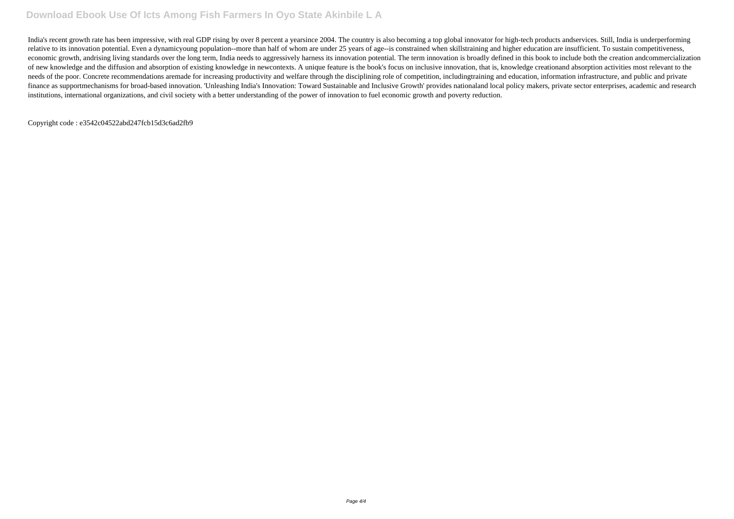India's recent growth rate has been impressive, with real GDP rising by over 8 percent a yearsince 2004. The country is also becoming a top global innovator for high-tech products andservices. Still, India is underperforming relative to its innovation potential. Even a dynamicyoung population--more than half of whom are under 25 years of age--is constrained when skillstraining and higher education are insufficient. To sustain competitiveness, economic growth, andrising living standards over the long term, India needs to aggressively harness its innovation potential. The term innovation is broadly defined in this book to include both the creation andcommercialization of new knowledge and the diffusion and absorption of existing knowledge in newcontexts. A unique feature is the book's focus on inclusive innovation, that is, knowledge creationand absorption activities most relevant to the needs of the poor. Concrete recommendations aremade for increasing productivity and welfare through the disciplining role of competition, includingtraining and education, information infrastructure, and public and private finance as supportmechanisms for broad-based innovation. 'Unleashing India's Innovation: Toward Sustainable and Inclusive Growth' provides nationaland local policy makers, private sector enterprises, academic and research institutions, international organizations, and civil society with a better understanding of the power of innovation to fuel economic growth and poverty reduction.

Copyright code : e3542c04522abd247fcb15d3c6ad2fb9